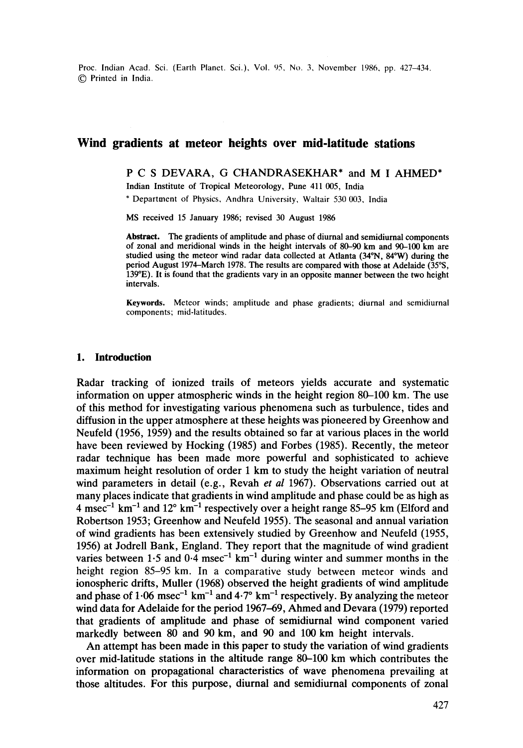# Wind gradients at meteor heights over mid-latitude stations

P C S DEVARA, G CHANDRASEKHAR* and M I AHMED*

Indian Institute of Tropical Meteorology, Pune 411 005, India

* Department of Physics, Andhra University, Waltair 530 003, India

MS received 15 January 1986; revised 30 August 1986

**Abstract.** The gradients of amplitude and phase of diurnal and semidiurnal components of zonal and meridional winds in the height intervals of 80–90 km and 90–100 km are studied using the meteor wind radar data collected at Atlanta (34°N, 84°W) during the period August 1974–March 1978. The results are compared with those at Adelaide (35°S, 139°E). It is found that the gradients vary in an opposite manner between the two height intervals.

**Keywords.** Meteor winds; amplitude and phase gradients; diurnal and semidiurnal components; mid-latitudes.

## 1. Introduction

Radar tracking of ionized trails of meteors yields accurate and systematic information on upper atmospheric winds in the height region 80–100 km. The use of this method for investigating various phenomena such as turbulence, tides and diffusion in the upper atmosphere at these heights was pioneered by Greenhow and Neufeld (1956, 1959) and the results obtained so far at various places in the world have been reviewed by Hocking (1985) and Forbes (1985). Recently, the meteor radar technique has been made more powerful and sophisticated to achieve maximum height resolution of order 1 km to study the height variation of neutral wind parameters in detail (e.g., Revah *et al* 1967). Observations carried out at many places indicate that gradients in wind amplitude and phase could be as high as 4 $\text{msec}^{-1}\ \text{km}^{-1}$ and 12° $\text{km}^{-1}$ respectively over a height range 85–95 km (Elford and Robertson 1953; Greenhow and Neufeld 1955). The seasonal and annual variation of wind gradients has been extensively studied by Greenhow and Neufeld (1955, 1956) at Jodrell Bank, England. They report that the magnitude of wind gradient varies between 1·5 and 0·4 $\text{msec}^{-1}\ \text{km}^{-1}$ during winter and summer months in the height region 85–95 km. In a comparative study between meteor winds and ionospheric drifts, Muller (1968) observed the height gradients of wind amplitude and phase of 1·06 $\text{msec}^{-1}\ \text{km}^{-1}$ and 4·7° $\text{km}^{-1}$ respectively. By analyzing the meteor wind data for Adelaide for the period 1967–69, Ahmed and Devara (1979) reported that gradients of amplitude and phase of semidiurnal wind component varied markedly between 80 and 90 km, and 90 and 100 km height intervals.

An attempt has been made in this paper to study the variation of wind gradients over mid-latitude stations in the altitude range 80–100 km which contributes the information on propagational characteristics of wave phenomena prevailing at those altitudes. For this purpose, diurnal and semidiurnal components of zonal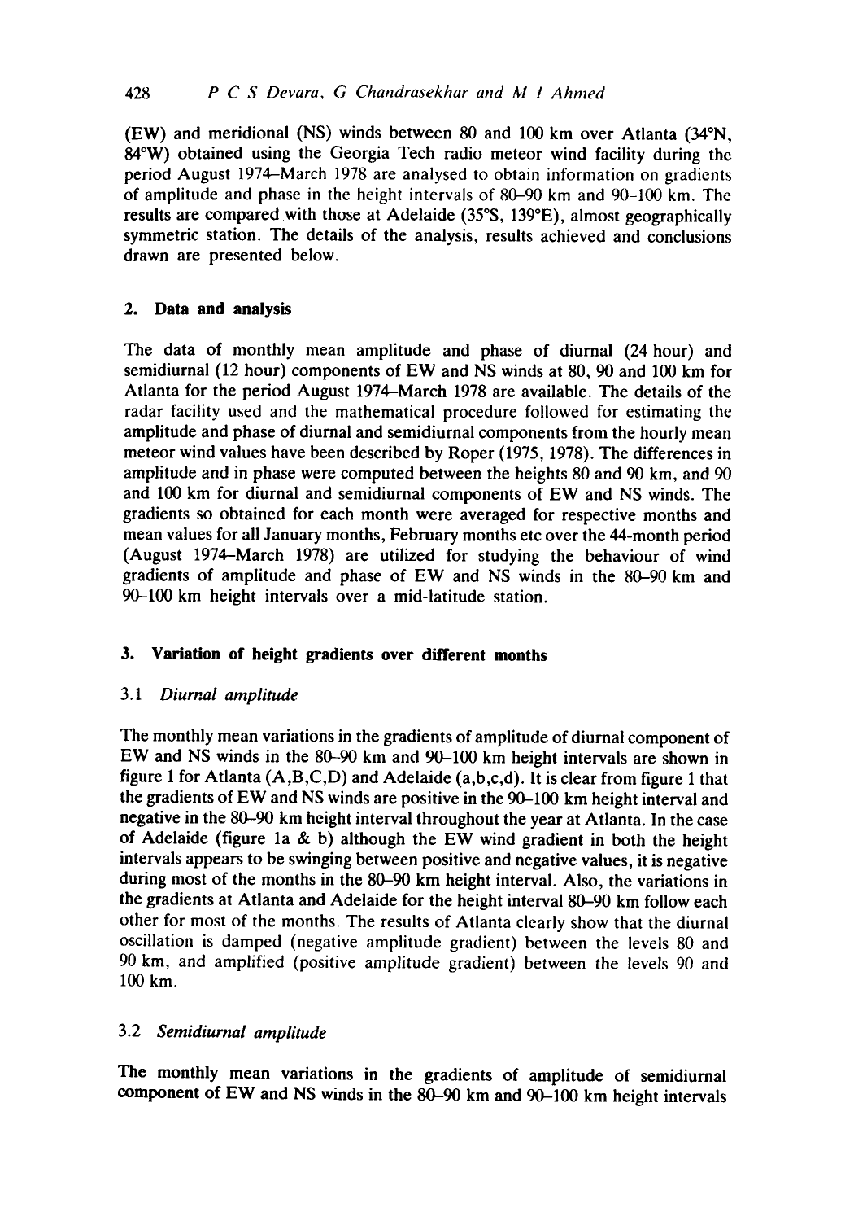(EW) and meridional (NS) winds between 80 and 100 km over Atlanta (34°N, 84°W) obtained using the Georgia Tech radio meteor wind facility during the period August 1974–March 1978 are analysed to obtain information on gradients of amplitude and phase in the height intervals of 80–90 km and 90–100 km. The results are compared with those at Adelaide (35°S, 139°E), almost geographically symmetric station. The details of the analysis, results achieved and conclusions drawn are presented below.

## 2. Data and analysis

The data of monthly mean amplitude and phase of diurnal (24 hour) and semidiurnal (12 hour) components of EW and NS winds at 80, 90 and 100 km for Atlanta for the period August 1974–March 1978 are available. The details of the radar facility used and the mathematical procedure followed for estimating the amplitude and phase of diurnal and semidiurnal components from the hourly mean meteor wind values have been described by Roper (1975, 1978). The differences in amplitude and in phase were computed between the heights 80 and 90 km, and 90 and 100 km for diurnal and semidiurnal components of EW and NS winds. The gradients so obtained for each month were averaged for respective months and mean values for all January months, February months etc over the 44-month period (August 1974–March 1978) are utilized for studying the behaviour of wind gradients of amplitude and phase of EW and NS winds in the 80–90 km and 90–100 km height intervals over a mid-latitude station.

## 3. Variation of height gradients over different months

### 3.1 *Diurnal amplitude*

The monthly mean variations in the gradients of amplitude of diurnal component of EW and NS winds in the 80–90 km and 90–100 km height intervals are shown in figure 1 for Atlanta (A,B,C,D) and Adelaide (a,b,c,d). It is clear from figure 1 that the gradients of EW and NS winds are positive in the 90–100 km height interval and negative in the 80–90 km height interval throughout the year at Atlanta. In the case of Adelaide (figure 1a & b) although the EW wind gradient in both the height intervals appears to be swinging between positive and negative values, it is negative during most of the months in the 80–90 km height interval. Also, the variations in the gradients at Atlanta and Adelaide for the height interval 80–90 km follow each other for most of the months. The results of Atlanta clearly show that the diurnal oscillation is damped (negative amplitude gradient) between the levels 80 and 90 km, and amplified (positive amplitude gradient) between the levels 90 and 100 km.

### 3.2 *Semidiurnal amplitude*

The monthly mean variations in the gradients of amplitude of semidiurnal component of EW and NS winds in the 80–90 km and 90–100 km height intervals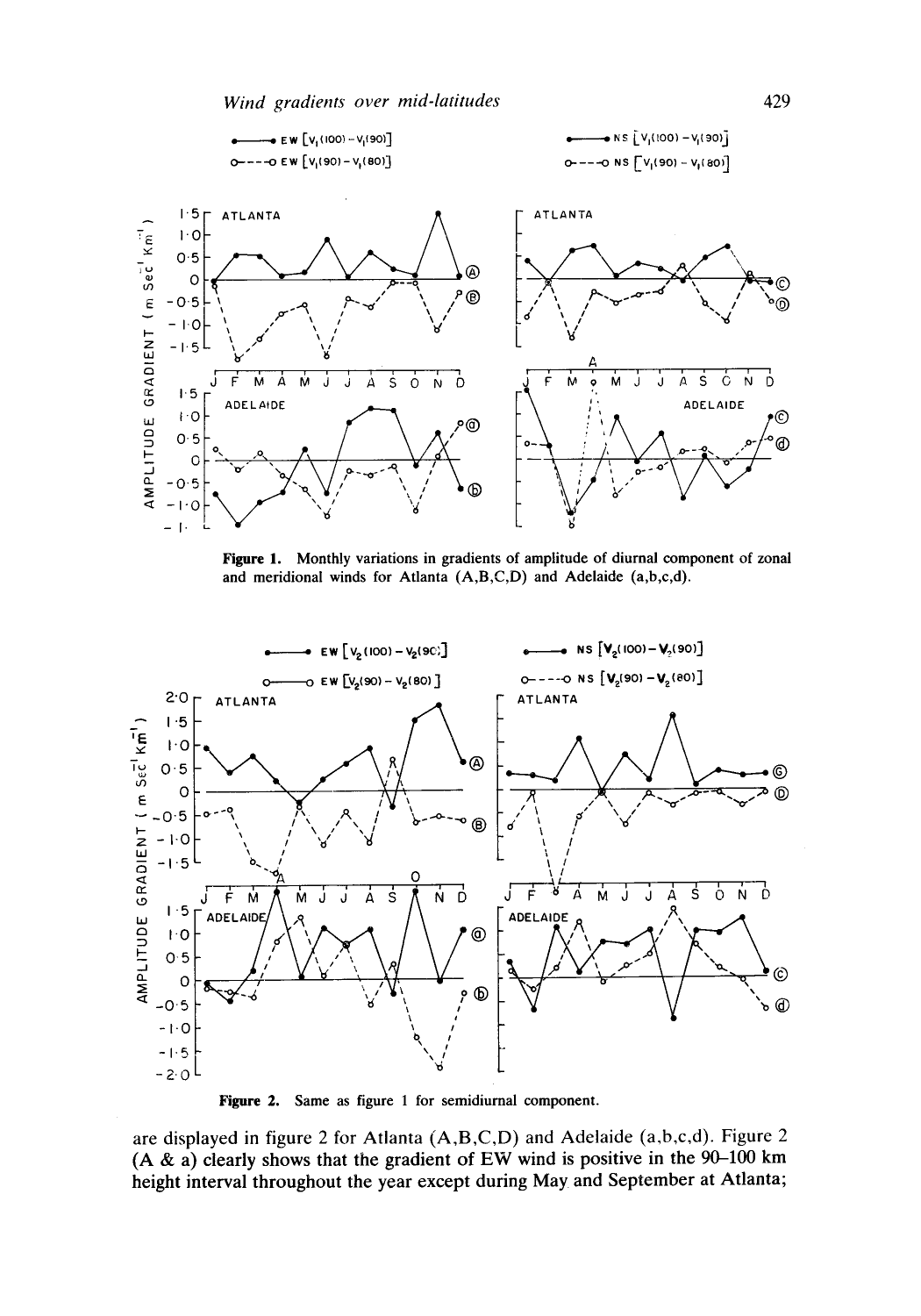**Figure 1.** Monthly variations in gradients of amplitude of diurnal component of zonal and meridional winds for Atlanta (A,B,C,D) and Adelaide (a,b,c,d).

**Figure 2.** Same as figure 1 for semidiurnal component.

are displayed in figure 2 for Atlanta (A,B,C,D) and Adelaide (a,b,c,d). Figure 2 (A & a) clearly shows that the gradient of EW wind is positive in the 90–100 km height interval throughout the year except during May and September at Atlanta;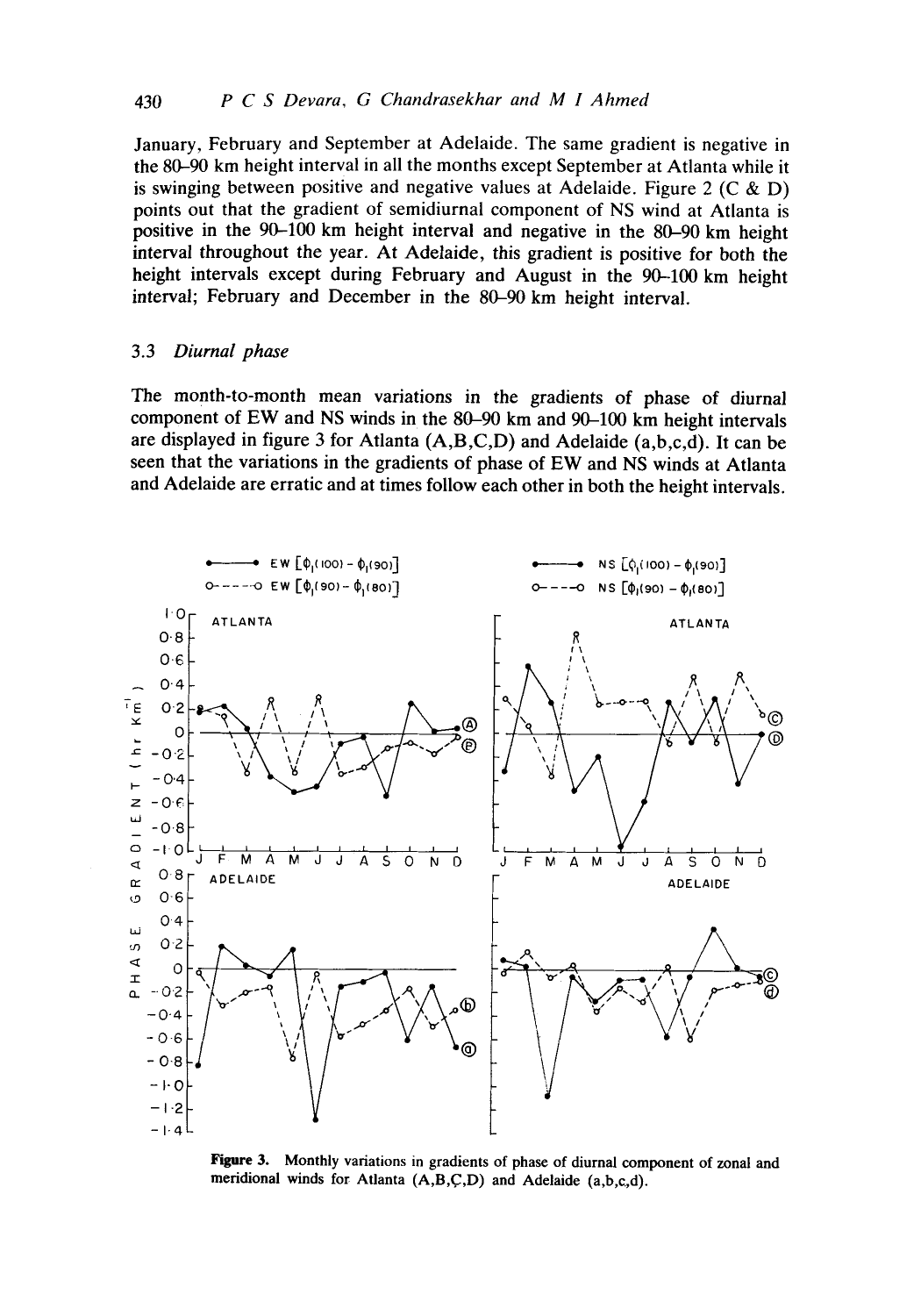January, February and September at Adelaide. The same gradient is negative in the 80–90 km height interval in all the months except September at Atlanta while it is swinging between positive and negative values at Adelaide. Figure 2 (C & D) points out that the gradient of semidiurnal component of NS wind at Atlanta is positive in the 90–100 km height interval and negative in the 80–90 km height interval throughout the year. At Adelaide, this gradient is positive for both the height intervals except during February and August in the 90–100 km height interval; February and December in the 80–90 km height interval.

### 3.3 *Diurnal phase*

The month-to-month mean variations in the gradients of phase of diurnal component of EW and NS winds in the 80–90 km and 90–100 km height intervals are displayed in figure 3 for Atlanta (A,B,C,D) and Adelaide (a,b,c,d). It can be seen that the variations in the gradients of phase of EW and NS winds at Atlanta and Adelaide are erratic and at times follow each other in both the height intervals.

**Figure 3.** Monthly variations in gradients of phase of diurnal component of zonal and meridional winds for Atlanta (A,B,C,D) and Adelaide (a,b,c,d).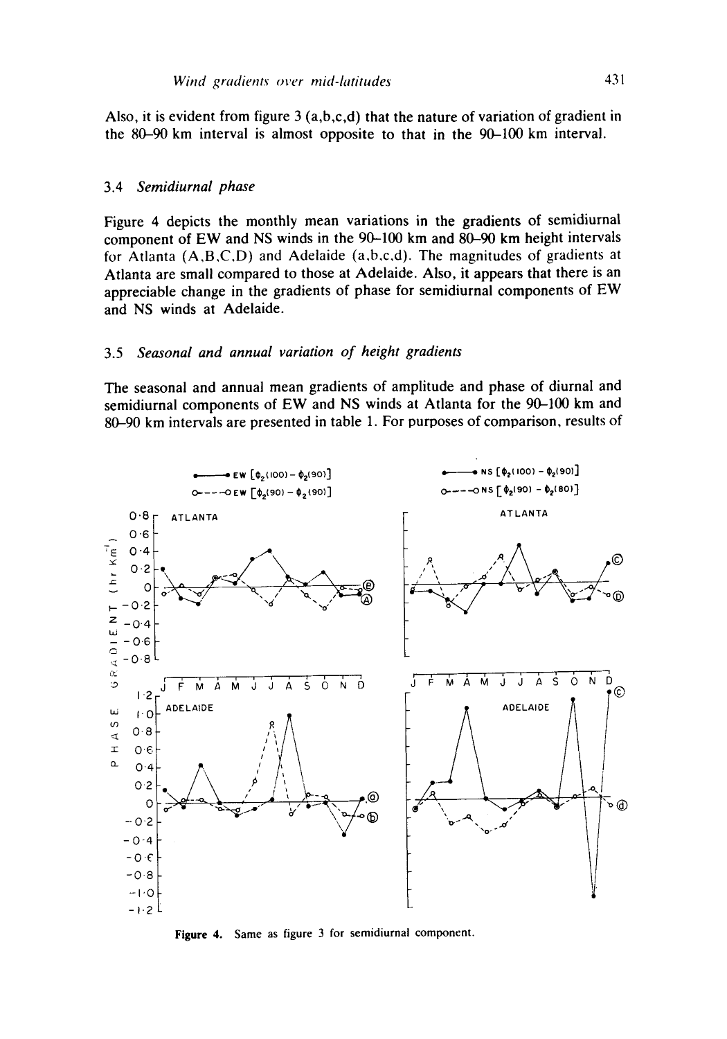Also, it is evident from figure 3 (a,b,c,d) that the nature of variation of gradient in the 80–90 km interval is almost opposite to that in the 90–100 km interval.

### 3.4 *Semidiurnal phase*

Figure 4 depicts the monthly mean variations in the gradients of semidiurnal component of EW and NS winds in the 90–100 km and 80–90 km height intervals for Atlanta (A,B,C,D) and Adelaide (a,b,c,d). The magnitudes of gradients at Atlanta are small compared to those at Adelaide. Also, it appears that there is an appreciable change in the gradients of phase for semidiurnal components of EW and NS winds at Adelaide.

### 3.5 *Seasonal and annual variation of height gradients*

The seasonal and annual mean gradients of amplitude and phase of diurnal and semidiurnal components of EW and NS winds at Atlanta for the 90–100 km and 80–90 km intervals are presented in table 1. For purposes of comparison, results of

**Figure 4.** Same as figure 3 for semidiurnal component.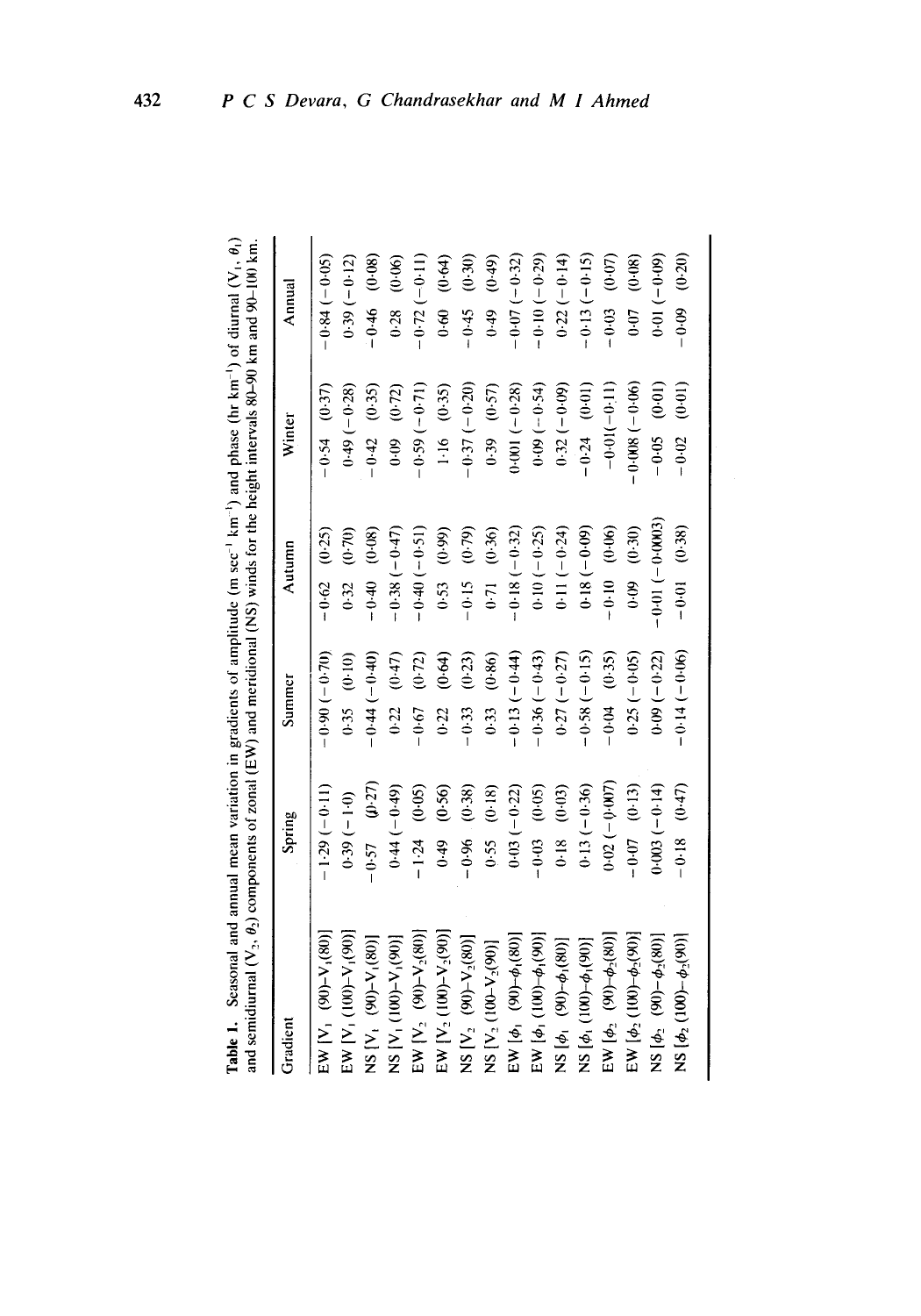**Table 1.** Seasonal and annual mean variation in gradients of amplitude (m sec$^{-1}$ km$^{-1}$) and phase (hr km$^{-1}$) of diurnal ($V_1$, $\theta_1$) and semidiurnal ($V_2$, $\theta_2$) components of zonal (EW) and meridional (NS) winds for the height intervals 80–90 km and 90–100 km.

| Gradient | Spring | Summer | Autumn | Winter | Annual |
|---|---|---|---|---|---|
| EW [$V_1$ (90)–$V_1$(80)] | −1·29 (−0·11) | −0·90 (−0·70) | −0·62 (0·25) | −0·54 (0·37) | −0·84 (−0·05) |
| EW [$V_1$ (100)–$V_1$(90)] | 0·39 (−1·0) | 0·35 (0·10) | 0·32 (0·70) | 0·49 (−0·28) | 0·39 (−0·12) |
| NS [$V_1$ (90)–$V_1$(80)] | −0·57 (0·27) | −0·44 (−0·40) | −0·40 (0·08) | −0·42 (0·35) | −0·46 (0·08) |
| NS [$V_1$ (100)–$V_1$(90)] | 0·44 (−0·49) | 0·22 (0·47) | −0·38 (−0·47) | 0·09 (0·72) | 0·28 (0·06) |
| EW [$V_2$ (90)–$V_2$(80)] | −1·24 (0·05) | −0·67 (0·72) | −0·40 (−0·51) | −0·59 (−0·71) | −0·72 (−0·11) |
| EW [$V_2$ (100)–$V_2$(90)] | 0·49 (0·56) | 0·22 (0·64) | 0·53 (0·99) | 1·16 (0·35) | 0·60 (0·64) |
| NS [$V_2$ (90)–$V_2$(80)] | −0·96 (0·38) | −0·33 (0·23) | −0·15 (0·79) | −0·37 (−0·20) | −0·45 (0·30) |
| NS [$V_2$ (100–$V_2$(90)] | 0·55 (0·18) | 0·33 (0·86) | 0·71 (0·36) | 0·39 (0·57) | 0·49 (0·49) |
| EW [$\phi_1$ (90)–$\phi_1$(80)] | 0·03 (−0·22) | −0·13 (−0·44) | −0·18 (−0·32) | 0·001 (−0·28) | −0·07 (−0·32) |
| EW [$\phi_1$ (100)–$\phi_1$(90)] | −0·03 (0·05) | −0·36 (−0·43) | 0·10 (−0·25) | 0·09 (−0·54) | −0·10 (−0·29) |
| NS [$\phi_1$ (90)–$\phi_1$(80)] | 0·18 (0·03) | 0·27 (−0·27) | 0·11 (−0·24) | 0·32 (−0·09) | 0·22 (−0·14) |
| NS [$\phi_1$ (100)–$\phi_1$(90)] | 0·13 (−0·36) | −0·58 (−0·15) | 0·18 (−0·09) | −0·24 (0·01) | −0·13 (−0·15) |
| EW [$\phi_2$ (90)–$\phi_2$(80)] | 0·02 (−0·007) | −0·04 (0·35) | −0·10 (0·06) | −0·01(−0·11) | −0·03 (0·07) |
| EW [$\phi_2$ (100)–$\phi_2$(90)] | −0·07 (0·13) | 0·25 (−0·05) | 0·09 (0·30) | −0·008 (−0·06) | 0·07 (0·08) |
| NS [$\phi_2$ (90)–$\phi_2$(80)] | 0·003 (−0·14) | 0·09 (−0·22) | −0·01 (−0·0003) | −0·05 (0·01) | 0·01 (−0·09) |
| NS [$\phi_2$ (100)–$\phi_2$(90)] | −0·18 (0·47) | −0·14 (−0·06) | −0·01 (0·38) | −0·02 (0·01) | −0·09 (0·20) |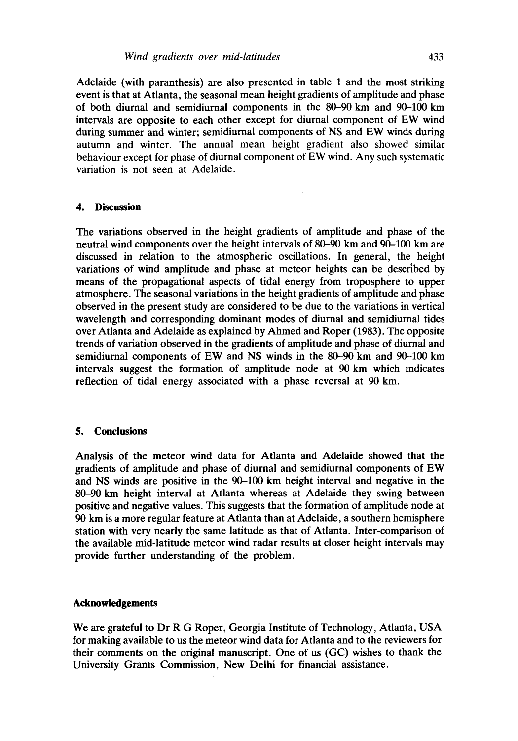Adelaide (with paranthesis) are also presented in table 1 and the most striking event is that at Atlanta, the seasonal mean height gradients of amplitude and phase of both diurnal and semidiurnal components in the 80–90 km and 90–100 km intervals are opposite to each other except for diurnal component of EW wind during summer and winter; semidiurnal components of NS and EW winds during autumn and winter. The annual mean height gradient also showed similar behaviour except for phase of diurnal component of EW wind. Any such systematic variation is not seen at Adelaide.

## 4. Discussion

The variations observed in the height gradients of amplitude and phase of the neutral wind components over the height intervals of 80–90 km and 90–100 km are discussed in relation to the atmospheric oscillations. In general, the height variations of wind amplitude and phase at meteor heights can be described by means of the propagational aspects of tidal energy from troposphere to upper atmosphere. The seasonal variations in the height gradients of amplitude and phase observed in the present study are considered to be due to the variations in vertical wavelength and corresponding dominant modes of diurnal and semidiurnal tides over Atlanta and Adelaide as explained by Ahmed and Roper (1983). The opposite trends of variation observed in the gradients of amplitude and phase of diurnal and semidiurnal components of EW and NS winds in the 80–90 km and 90–100 km intervals suggest the formation of amplitude node at 90 km which indicates reflection of tidal energy associated with a phase reversal at 90 km.

## 5. Conclusions

Analysis of the meteor wind data for Atlanta and Adelaide showed that the gradients of amplitude and phase of diurnal and semidiurnal components of EW and NS winds are positive in the 90–100 km height interval and negative in the 80–90 km height interval at Atlanta whereas at Adelaide they swing between positive and negative values. This suggests that the formation of amplitude node at 90 km is a more regular feature at Atlanta than at Adelaide, a southern hemisphere station with very nearly the same latitude as that of Atlanta. Inter-comparison of the available mid-latitude meteor wind radar results at closer height intervals may provide further understanding of the problem.

## Acknowledgements

We are grateful to Dr R G Roper, Georgia Institute of Technology, Atlanta, USA for making available to us the meteor wind data for Atlanta and to the reviewers for their comments on the original manuscript. One of us (GC) wishes to thank the University Grants Commission, New Delhi for financial assistance.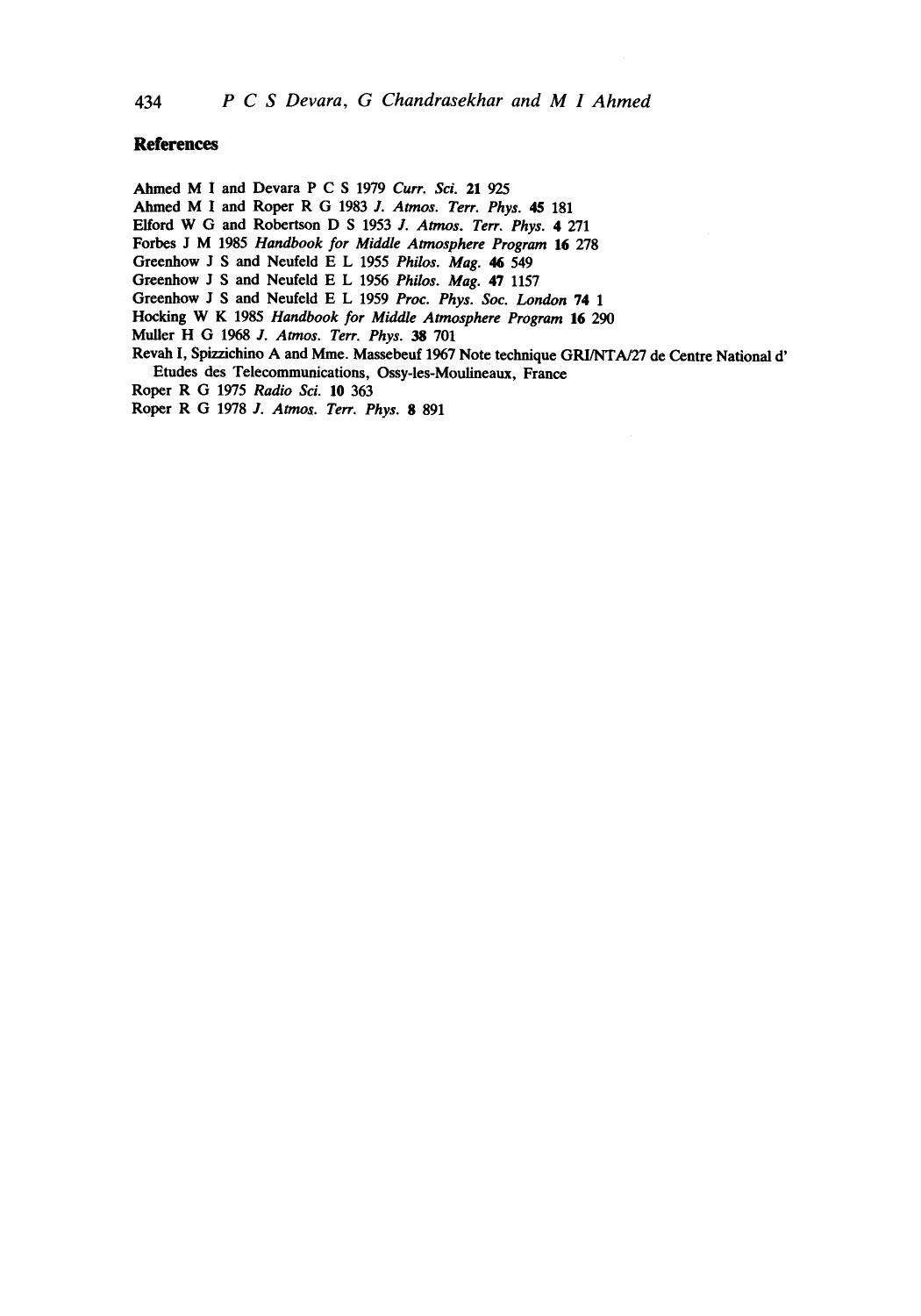## References

Ahmed M I and Devara P C S 1979 *Curr. Sci.* **21** 925

Ahmed M I and Roper R G 1983 *J. Atmos. Terr. Phys.* **45** 181

Elford W G and Robertson D S 1953 *J. Atmos. Terr. Phys.* **4** 271

Forbes J M 1985 *Handbook for Middle Atmosphere Program* **16** 278

Greenhow J S and Neufeld E L 1955 *Philos. Mag.* **46** 549

Greenhow J S and Neufeld E L 1956 *Philos. Mag.* **47** 1157

Greenhow J S and Neufeld E L 1959 *Proc. Phys. Soc. London* **74** 1

Hocking W K 1985 *Handbook for Middle Atmosphere Program* **16** 290

Muller H G 1968 *J. Atmos. Terr. Phys.* **38** 701

Revah I, Spizzichino A and Mme. Massebeuf 1967 Note technique GRI/NTA/27 de Centre National d' Etudes des Telecommunications, Ossy-les-Moulineaux, France

Roper R G 1975 *Radio Sci.* **10** 363

Roper R G 1978 *J. Atmos. Terr. Phys.* **8** 891